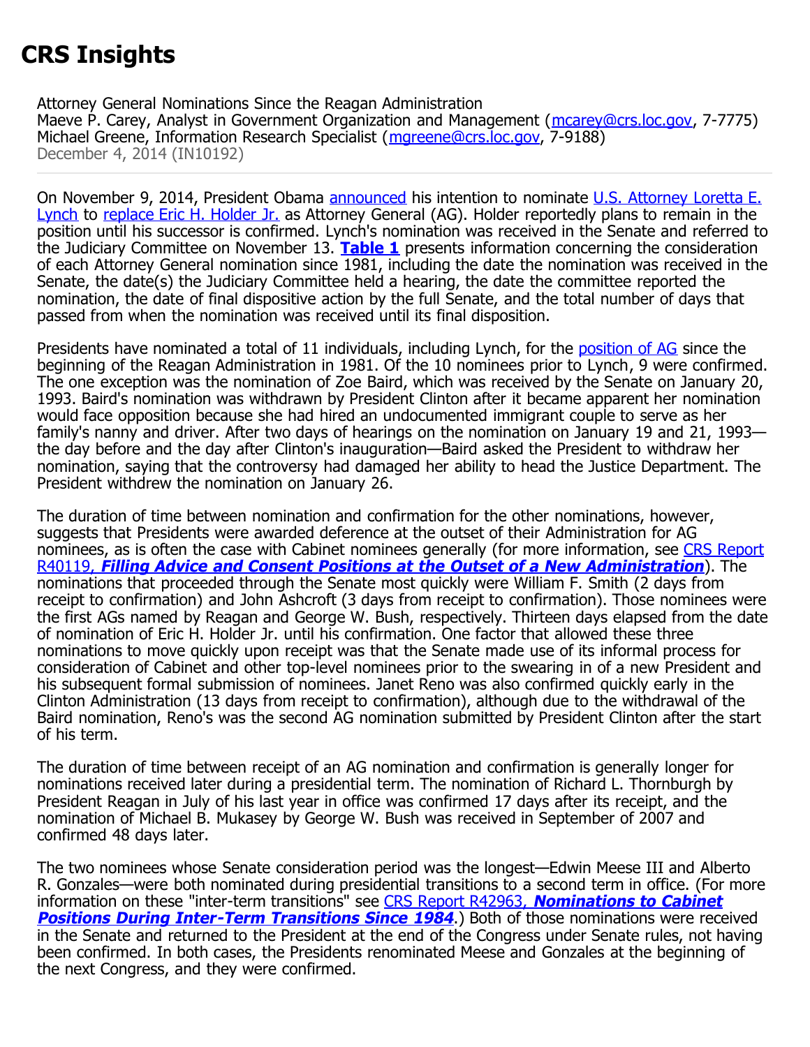# CRS Insights

Attorney General Nominations Since the Reagan Administration
Maeve P. Carey, Analyst in Government Organization and Management (mcarey@crs.loc.gov, 7-7775)
Michael Greene, Information Research Specialist (mgreene@crs.loc.gov, 7-9188)
December 4, 2014 (IN10192)

---

On November 9, 2014, President Obama announced his intention to nominate U.S. Attorney Loretta E. Lynch to replace Eric H. Holder Jr. as Attorney General (AG). Holder reportedly plans to remain in the position until his successor is confirmed. Lynch's nomination was received in the Senate and referred to the Judiciary Committee on November 13. **Table 1** presents information concerning the consideration of each Attorney General nomination since 1981, including the date the nomination was received in the Senate, the date(s) the Judiciary Committee held a hearing, the date the committee reported the nomination, the date of final dispositive action by the full Senate, and the total number of days that passed from when the nomination was received until its final disposition.

Presidents have nominated a total of 11 individuals, including Lynch, for the position of AG since the beginning of the Reagan Administration in 1981. Of the 10 nominees prior to Lynch, 9 were confirmed. The one exception was the nomination of Zoe Baird, which was received by the Senate on January 20, 1993. Baird's nomination was withdrawn by President Clinton after it became apparent her nomination would face opposition because she had hired an undocumented immigrant couple to serve as her family's nanny and driver. After two days of hearings on the nomination on January 19 and 21, 1993—the day before and the day after Clinton's inauguration—Baird asked the President to withdraw her nomination, saying that the controversy had damaged her ability to head the Justice Department. The President withdrew the nomination on January 26.

The duration of time between nomination and confirmation for the other nominations, however, suggests that Presidents were awarded deference at the outset of their Administration for AG nominees, as is often the case with Cabinet nominees generally (for more information, see CRS Report R40119, ***Filling Advice and Consent Positions at the Outset of a New Administration***). The nominations that proceeded through the Senate most quickly were William F. Smith (2 days from receipt to confirmation) and John Ashcroft (3 days from receipt to confirmation). Those nominees were the first AGs named by Reagan and George W. Bush, respectively. Thirteen days elapsed from the date of nomination of Eric H. Holder Jr. until his confirmation. One factor that allowed these three nominations to move quickly upon receipt was that the Senate made use of its informal process for consideration of Cabinet and other top-level nominees prior to the swearing in of a new President and his subsequent formal submission of nominees. Janet Reno was also confirmed quickly early in the Clinton Administration (13 days from receipt to confirmation), although due to the withdrawal of the Baird nomination, Reno's was the second AG nomination submitted by President Clinton after the start of his term.

The duration of time between receipt of an AG nomination and confirmation is generally longer for nominations received later during a presidential term. The nomination of Richard L. Thornburgh by President Reagan in July of his last year in office was confirmed 17 days after its receipt, and the nomination of Michael B. Mukasey by George W. Bush was received in September of 2007 and confirmed 48 days later.

The two nominees whose Senate consideration period was the longest—Edwin Meese III and Alberto R. Gonzales—were both nominated during presidential transitions to a second term in office. (For more information on these "inter-term transitions" see CRS Report R42963, ***Nominations to Cabinet Positions During Inter-Term Transitions Since 1984***.) Both of those nominations were received in the Senate and returned to the President at the end of the Congress under Senate rules, not having been confirmed. In both cases, the Presidents renominated Meese and Gonzales at the beginning of the next Congress, and they were confirmed.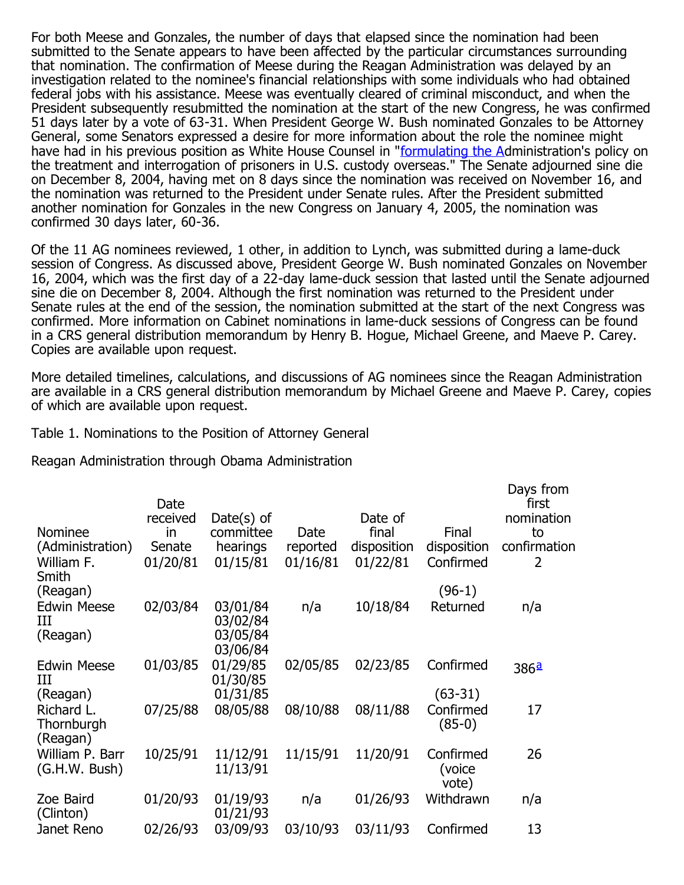For both Meese and Gonzales, the number of days that elapsed since the nomination had been submitted to the Senate appears to have been affected by the particular circumstances surrounding that nomination. The confirmation of Meese during the Reagan Administration was delayed by an investigation related to the nominee's financial relationships with some individuals who had obtained federal jobs with his assistance. Meese was eventually cleared of criminal misconduct, and when the President subsequently resubmitted the nomination at the start of the new Congress, he was confirmed 51 days later by a vote of 63-31. When President George W. Bush nominated Gonzales to be Attorney General, some Senators expressed a desire for more information about the role the nominee might have had in his previous position as White House Counsel in "formulating the Administration's policy on the treatment and interrogation of prisoners in U.S. custody overseas." The Senate adjourned sine die on December 8, 2004, having met on 8 days since the nomination was received on November 16, and the nomination was returned to the President under Senate rules. After the President submitted another nomination for Gonzales in the new Congress on January 4, 2005, the nomination was confirmed 30 days later, 60-36.

Of the 11 AG nominees reviewed, 1 other, in addition to Lynch, was submitted during a lame-duck session of Congress. As discussed above, President George W. Bush nominated Gonzales on November 16, 2004, which was the first day of a 22-day lame-duck session that lasted until the Senate adjourned sine die on December 8, 2004. Although the first nomination was returned to the President under Senate rules at the end of the session, the nomination submitted at the start of the next Congress was confirmed. More information on Cabinet nominations in lame-duck sessions of Congress can be found in a CRS general distribution memorandum by Henry B. Hogue, Michael Greene, and Maeve P. Carey. Copies are available upon request.

More detailed timelines, calculations, and discussions of AG nominees since the Reagan Administration are available in a CRS general distribution memorandum by Michael Greene and Maeve P. Carey, copies of which are available upon request.

Table 1. Nominations to the Position of Attorney General

Reagan Administration through Obama Administration

| Nominee (Administration) | Date received in Senate | Date(s) of committee hearings | Date reported | Date of final disposition | Final disposition | Days from first nomination to confirmation |
|---|---|---|---|---|---|---|
| William F. Smith (Reagan) | 01/20/81 | 01/15/81 | 01/16/81 | 01/22/81 | Confirmed (96-1) | 2 |
| Edwin Meese III (Reagan) | 02/03/84 | 03/01/84 03/02/84 03/05/84 03/06/84 | n/a | 10/18/84 | Returned | n/a |
| Edwin Meese III (Reagan) | 01/03/85 | 01/29/85 01/30/85 01/31/85 | 02/05/85 | 02/23/85 | Confirmed (63-31) | 386[a] |
| Richard L. Thornburgh (Reagan) | 07/25/88 | 08/05/88 | 08/10/88 | 08/11/88 | Confirmed (85-0) | 17 |
| William P. Barr (G.H.W. Bush) | 10/25/91 | 11/12/91 11/13/91 | 11/15/91 | 11/20/91 | Confirmed (voice vote) | 26 |
| Zoe Baird (Clinton) | 01/20/93 | 01/19/93 01/21/93 | n/a | 01/26/93 | Withdrawn | n/a |
| Janet Reno | 02/26/93 | 03/09/93 | 03/10/93 | 03/11/93 | Confirmed | 13 |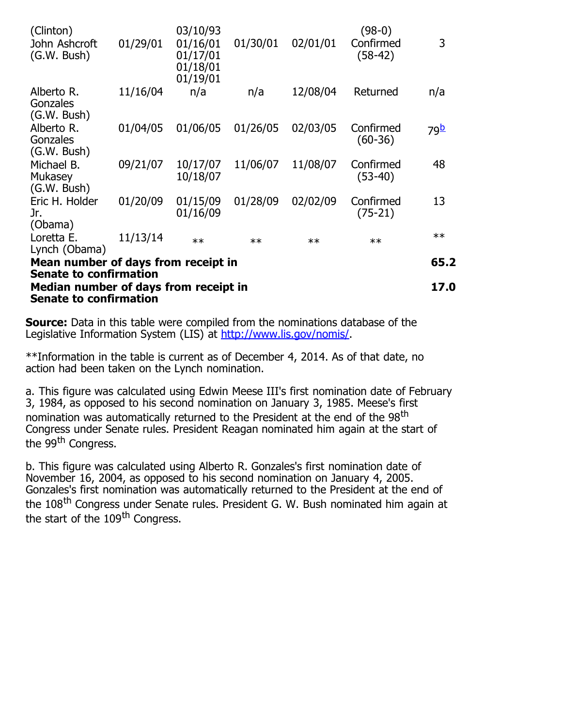| | | | | | | |
|---|---|---|---|---|---|---|
| (Clinton) | | 03/10/93 | | | (98-0) | |
| John Ashcroft (G.W. Bush) | 01/29/01 | 01/16/01 01/17/01 01/18/01 01/19/01 | 01/30/01 | 02/01/01 | Confirmed (58-42) | 3 |
| Alberto R. Gonzales (G.W. Bush) | 11/16/04 | n/a | n/a | 12/08/04 | Returned | n/a |
| Alberto R. Gonzales (G.W. Bush) | 01/04/05 | 01/06/05 | 01/26/05 | 02/03/05 | Confirmed (60-36) | 79[b] |
| Michael B. Mukasey (G.W. Bush) | 09/21/07 | 10/17/07 10/18/07 | 11/06/07 | 11/08/07 | Confirmed (53-40) | 48 |
| Eric H. Holder Jr. (Obama) | 01/20/09 | 01/15/09 01/16/09 | 01/28/09 | 02/02/09 | Confirmed (75-21) | 13 |
| Loretta E. Lynch (Obama) | 11/13/14 | ** | ** | ** | ** | ** |
| **Mean number of days from receipt in Senate to confirmation** | | | | | | **65.2** |
| **Median number of days from receipt in Senate to confirmation** | | | | | | **17.0** |

**Source:** Data in this table were compiled from the nominations database of the Legislative Information System (LIS) at http://www.lis.gov/nomis/.

**Information in the table is current as of December 4, 2014. As of that date, no action had been taken on the Lynch nomination.

a. This figure was calculated using Edwin Meese III's first nomination date of February 3, 1984, as opposed to his second nomination on January 3, 1985. Meese's first nomination was automatically returned to the President at the end of the 98th Congress under Senate rules. President Reagan nominated him again at the start of the 99th Congress.

b. This figure was calculated using Alberto R. Gonzales's first nomination date of November 16, 2004, as opposed to his second nomination on January 4, 2005. Gonzales's first nomination was automatically returned to the President at the end of the 108th Congress under Senate rules. President G. W. Bush nominated him again at the start of the 109th Congress.